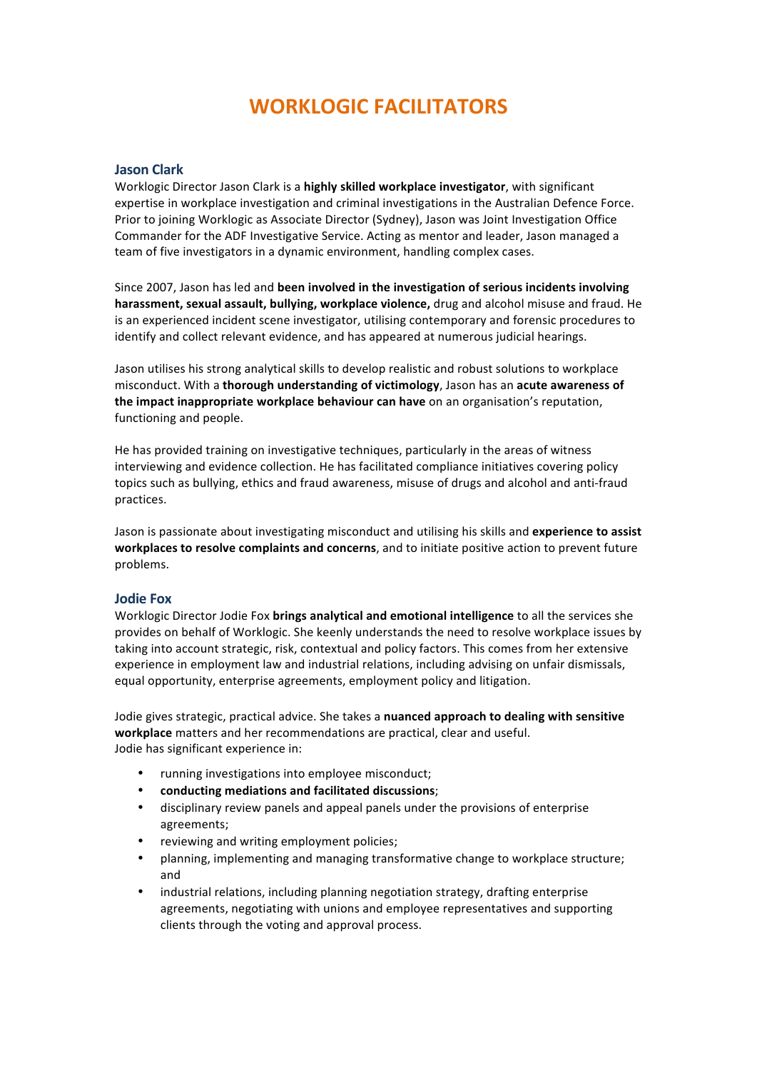# WORKLOGIC FACILITATORS

## Jason Clark

Worklogic Director Jason Clark is a **highly skilled workplace investigator**, with significant expertise in workplace investigation and criminal investigations in the Australian Defence Force. Prior to joining Worklogic as Associate Director (Sydney), Jason was Joint Investigation Office Commander for the ADF Investigative Service. Acting as mentor and leader, Jason managed a team of five investigators in a dynamic environment, handling complex cases.

Since 2007, Jason has led and **been involved in the investigation of serious incidents involving harassment, sexual assault, bullying, workplace violence,** drug and alcohol misuse and fraud. He is an experienced incident scene investigator, utilising contemporary and forensic procedures to identify and collect relevant evidence, and has appeared at numerous judicial hearings.

Jason utilises his strong analytical skills to develop realistic and robust solutions to workplace misconduct. With a **thorough understanding of victimology**, Jason has an **acute awareness of the impact inappropriate workplace behaviour can have** on an organisation's reputation, functioning and people.

He has provided training on investigative techniques, particularly in the areas of witness interviewing and evidence collection. He has facilitated compliance initiatives covering policy topics such as bullying, ethics and fraud awareness, misuse of drugs and alcohol and anti-fraud practices.

Jason is passionate about investigating misconduct and utilising his skills and **experience to assist workplaces to resolve complaints and concerns**, and to initiate positive action to prevent future problems.

## Jodie Fox

Worklogic Director Jodie Fox **brings analytical and emotional intelligence** to all the services she provides on behalf of Worklogic. She keenly understands the need to resolve workplace issues by taking into account strategic, risk, contextual and policy factors. This comes from her extensive experience in employment law and industrial relations, including advising on unfair dismissals, equal opportunity, enterprise agreements, employment policy and litigation.

Jodie gives strategic, practical advice. She takes a **nuanced approach to dealing with sensitive workplace** matters and her recommendations are practical, clear and useful.
Jodie has significant experience in:

- running investigations into employee misconduct;
- **conducting mediations and facilitated discussions**;
- disciplinary review panels and appeal panels under the provisions of enterprise agreements;
- reviewing and writing employment policies;
- planning, implementing and managing transformative change to workplace structure; and
- industrial relations, including planning negotiation strategy, drafting enterprise agreements, negotiating with unions and employee representatives and supporting clients through the voting and approval process.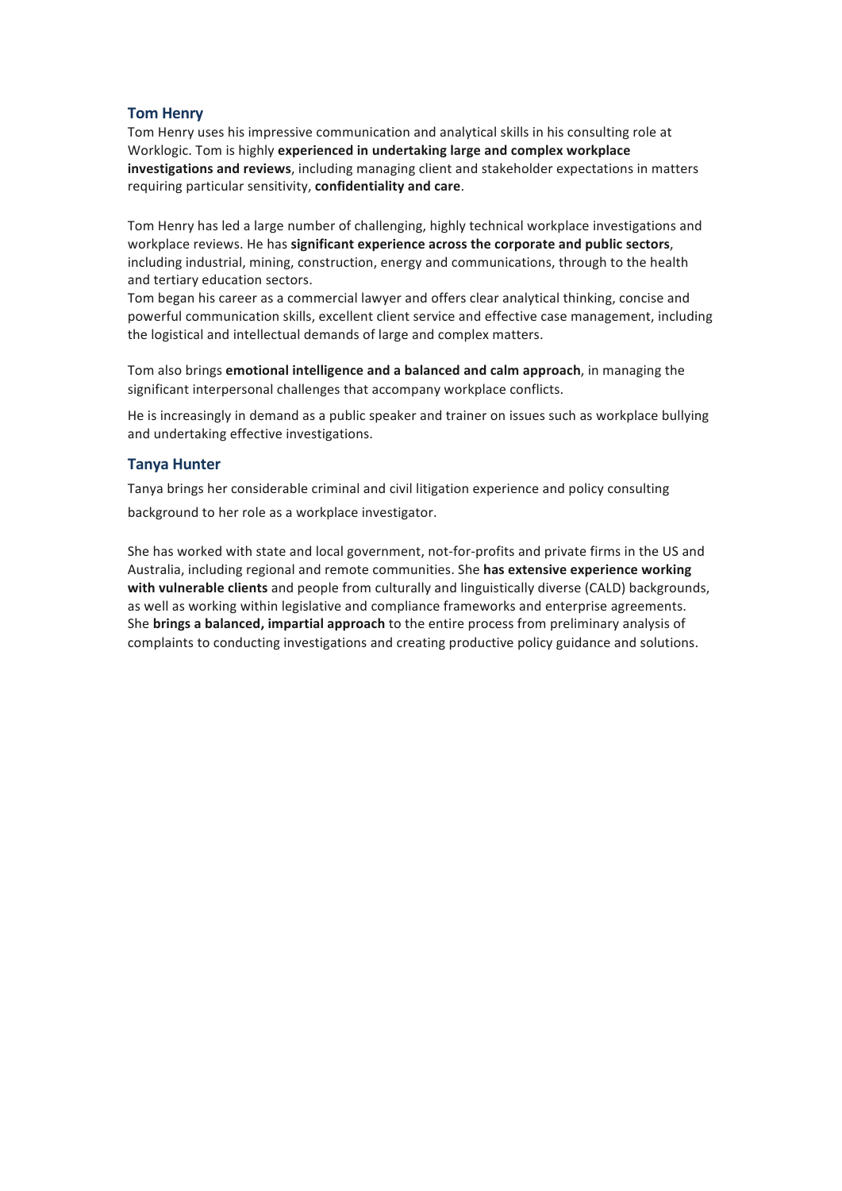## Tom Henry

Tom Henry uses his impressive communication and analytical skills in his consulting role at Worklogic. Tom is highly **experienced in undertaking large and complex workplace investigations and reviews**, including managing client and stakeholder expectations in matters requiring particular sensitivity, **confidentiality and care**.

Tom Henry has led a large number of challenging, highly technical workplace investigations and workplace reviews. He has **significant experience across the corporate and public sectors**, including industrial, mining, construction, energy and communications, through to the health and tertiary education sectors.
Tom began his career as a commercial lawyer and offers clear analytical thinking, concise and powerful communication skills, excellent client service and effective case management, including the logistical and intellectual demands of large and complex matters.

Tom also brings **emotional intelligence and a balanced and calm approach**, in managing the significant interpersonal challenges that accompany workplace conflicts.

He is increasingly in demand as a public speaker and trainer on issues such as workplace bullying and undertaking effective investigations.

## Tanya Hunter

Tanya brings her considerable criminal and civil litigation experience and policy consulting background to her role as a workplace investigator.

She has worked with state and local government, not-for-profits and private firms in the US and Australia, including regional and remote communities. She **has extensive experience working with vulnerable clients** and people from culturally and linguistically diverse (CALD) backgrounds, as well as working within legislative and compliance frameworks and enterprise agreements. She **brings a balanced, impartial approach** to the entire process from preliminary analysis of complaints to conducting investigations and creating productive policy guidance and solutions.